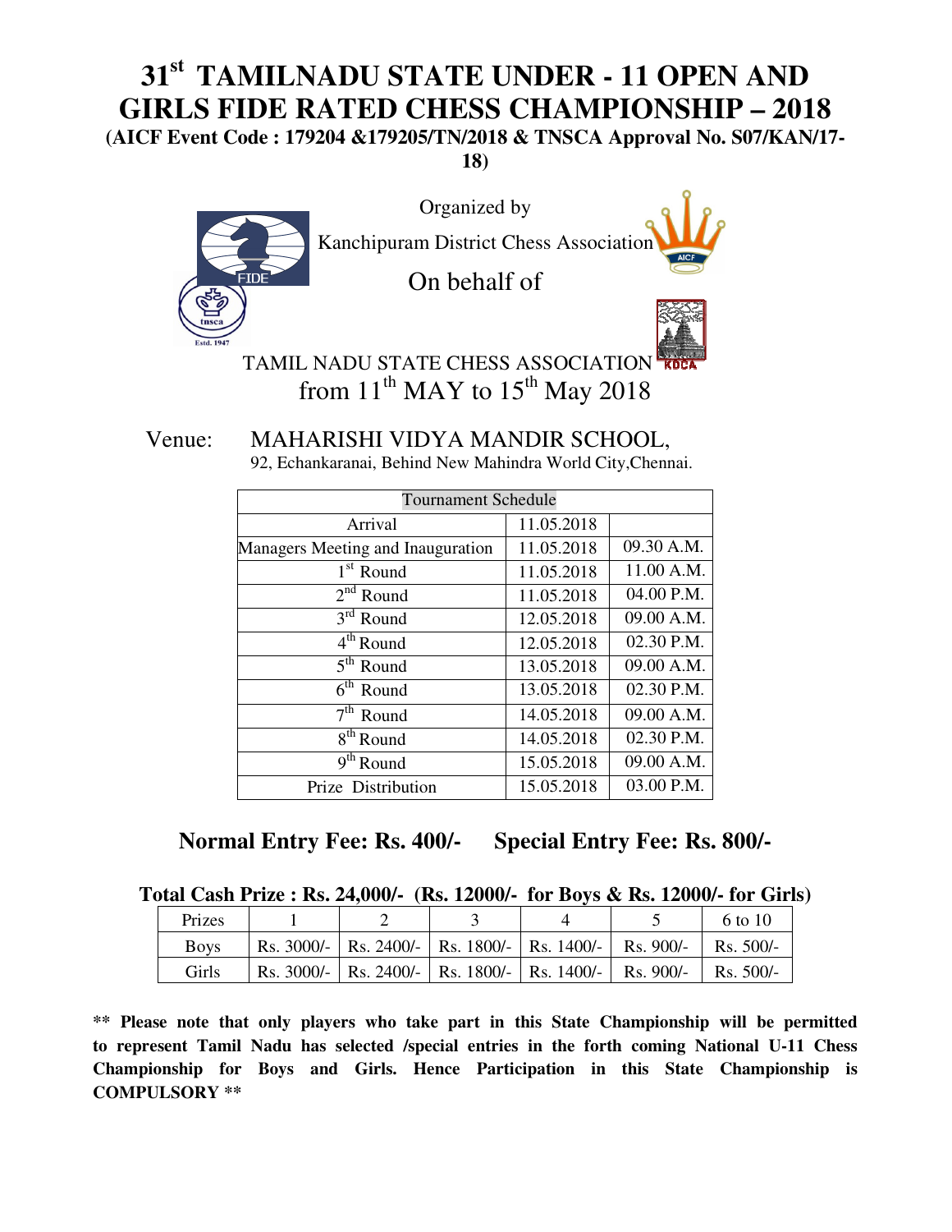# 31st TAMILNADU STATE UNDER - 11 OPEN AND GIRLS FIDE RATED CHESS CHAMPIONSHIP – 2018

**(AICF Event Code : 179204 &179205/TN/2018 & TNSCA Approval No. S07/KAN/17-18)**

Organized by

Kanchipuram District Chess Association

On behalf of

TAMIL NADU STATE CHESS ASSOCIATION

from 11th MAY to 15th May 2018

Venue: MAHARISHI VIDYA MANDIR SCHOOL,
92, Echankaranai, Behind New Mahindra World City,Chennai.

| Tournament Schedule | | |
|---|---|---|
| Arrival | 11.05.2018 | |
| Managers Meeting and Inauguration | 11.05.2018 | 09.30 A.M. |
| 1st Round | 11.05.2018 | 11.00 A.M. |
| 2nd Round | 11.05.2018 | 04.00 P.M. |
| 3rd Round | 12.05.2018 | 09.00 A.M. |
| 4th Round | 12.05.2018 | 02.30 P.M. |
| 5th Round | 13.05.2018 | 09.00 A.M. |
| 6th Round | 13.05.2018 | 02.30 P.M. |
| 7th Round | 14.05.2018 | 09.00 A.M. |
| 8th Round | 14.05.2018 | 02.30 P.M. |
| 9th Round | 15.05.2018 | 09.00 A.M. |
| Prize Distribution | 15.05.2018 | 03.00 P.M. |

**Normal Entry Fee: Rs. 400/-   Special Entry Fee: Rs. 800/-**

**Total Cash Prize : Rs. 24,000/- (Rs. 12000/- for Boys & Rs. 12000/- for Girls)**

| Prizes | 1 | 2 | 3 | 4 | 5 | 6 to 10 |
|---|---|---|---|---|---|---|
| Boys | Rs. 3000/- | Rs. 2400/- | Rs. 1800/- | Rs. 1400/- | Rs. 900/- | Rs. 500/- |
| Girls | Rs. 3000/- | Rs. 2400/- | Rs. 1800/- | Rs. 1400/- | Rs. 900/- | Rs. 500/- |

**\*\* Please note that only players who take part in this State Championship will be permitted to represent Tamil Nadu has selected /special entries in the forth coming National U-11 Chess Championship for Boys and Girls. Hence Participation in this State Championship is COMPULSORY \*\***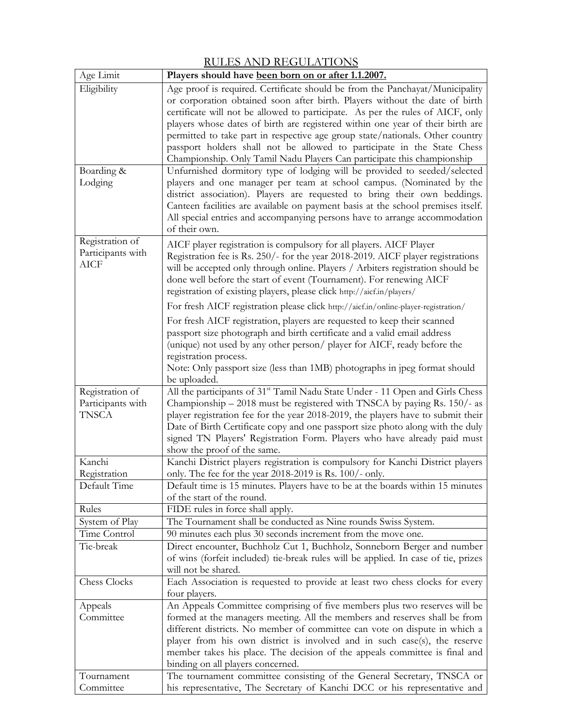# RULES AND REGULATIONS

| Age Limit | **Players should have been born on or after 1.1.2007.** |
|---|---|
| Eligibility | Age proof is required. Certificate should be from the Panchayat/Municipality or corporation obtained soon after birth. Players without the date of birth certificate will not be allowed to participate. As per the rules of AICF, only players whose dates of birth are registered within one year of their birth are permitted to take part in respective age group state/nationals. Other country passport holders shall not be allowed to participate in the State Chess Championship. Only Tamil Nadu Players Can participate this championship |
| Boarding & Lodging | Unfurnished dormitory type of lodging will be provided to seeded/selected players and one manager per team at school campus. (Nominated by the district association). Players are requested to bring their own beddings. Canteen facilities are available on payment basis at the school premises itself. All special entries and accompanying persons have to arrange accommodation of their own. |
| Registration of Participants with AICF | AICF player registration is compulsory for all players. AICF Player Registration fee is Rs. 250/- for the year 2018-2019. AICF player registrations will be accepted only through online. Players / Arbiters registration should be done well before the start of event (Tournament). For renewing AICF registration of existing players, please click http://aicf.in/players/<br>For fresh AICF registration please click http://aicf.in/online-player-registration/<br>For fresh AICF registration, players are requested to keep their scanned passport size photograph and birth certificate and a valid email address (unique) not used by any other person/ player for AICF, ready before the registration process.<br>Note: Only passport size (less than 1MB) photographs in jpeg format should be uploaded. |
| Registration of Participants with TNSCA | All the participants of 31st Tamil Nadu State Under - 11 Open and Girls Chess Championship – 2018 must be registered with TNSCA by paying Rs. 150/- as player registration fee for the year 2018-2019, the players have to submit their Date of Birth Certificate copy and one passport size photo along with the duly signed TN Players' Registration Form. Players who have already paid must show the proof of the same. |
| Kanchi Registration | Kanchi District players registration is compulsory for Kanchi District players only. The fee for the year 2018-2019 is Rs. 100/- only. |
| Default Time | Default time is 15 minutes. Players have to be at the boards within 15 minutes of the start of the round. |
| Rules | FIDE rules in force shall apply. |
| System of Play | The Tournament shall be conducted as Nine rounds Swiss System. |
| Time Control | 90 minutes each plus 30 seconds increment from the move one. |
| Tie-break | Direct encounter, Buchholz Cut 1, Buchholz, Sonneborn Berger and number of wins (forfeit included) tie-break rules will be applied. In case of tie, prizes will not be shared. |
| Chess Clocks | Each Association is requested to provide at least two chess clocks for every four players. |
| Appeals Committee | An Appeals Committee comprising of five members plus two reserves will be formed at the managers meeting. All the members and reserves shall be from different districts. No member of committee can vote on dispute in which a player from his own district is involved and in such case(s), the reserve member takes his place. The decision of the appeals committee is final and binding on all players concerned. |
| Tournament Committee | The tournament committee consisting of the General Secretary, TNSCA or his representative, The Secretary of Kanchi DCC or his representative and |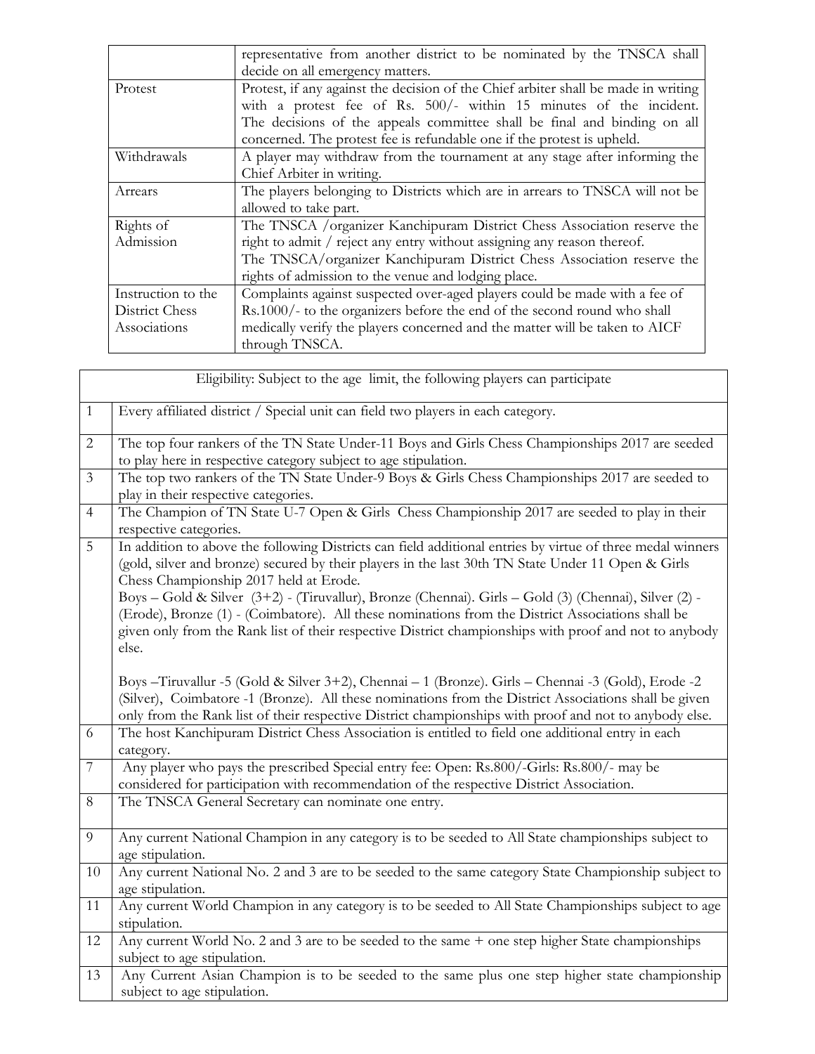|  |  |
| --- | --- |
|  | representative from another district to be nominated by the TNSCA shall decide on all emergency matters. |
| Protest | Protest, if any against the decision of the Chief arbiter shall be made in writing with a protest fee of Rs. 500/- within 15 minutes of the incident. The decisions of the appeals committee shall be final and binding on all concerned. The protest fee is refundable one if the protest is upheld. |
| Withdrawals | A player may withdraw from the tournament at any stage after informing the Chief Arbiter in writing. |
| Arrears | The players belonging to Districts which are in arrears to TNSCA will not be allowed to take part. |
| Rights of Admission | The TNSCA /organizer Kanchipuram District Chess Association reserve the right to admit / reject any entry without assigning any reason thereof. The TNSCA/organizer Kanchipuram District Chess Association reserve the rights of admission to the venue and lodging place. |
| Instruction to the District Chess Associations | Complaints against suspected over-aged players could be made with a fee of Rs.1000/- to the organizers before the end of the second round who shall medically verify the players concerned and the matter will be taken to AICF through TNSCA. |

| Eligibility: Subject to the age limit, the following players can participate | |
| --- | --- |
| 1 | Every affiliated district / Special unit can field two players in each category. |
| 2 | The top four rankers of the TN State Under-11 Boys and Girls Chess Championships 2017 are seeded to play here in respective category subject to age stipulation. |
| 3 | The top two rankers of the TN State Under-9 Boys & Girls Chess Championships 2017 are seeded to play in their respective categories. |
| 4 | The Champion of TN State U-7 Open & Girls Chess Championship 2017 are seeded to play in their respective categories. |
| 5 | In addition to above the following Districts can field additional entries by virtue of three medal winners (gold, silver and bronze) secured by their players in the last 30th TN State Under 11 Open & Girls Chess Championship 2017 held at Erode.<br>Boys – Gold & Silver (3+2) - (Tiruvallur), Bronze (Chennai). Girls – Gold (3) (Chennai), Silver (2) - (Erode), Bronze (1) - (Coimbatore). All these nominations from the District Associations shall be given only from the Rank list of their respective District championships with proof and not to anybody else.<br><br>Boys –Tiruvallur -5 (Gold & Silver 3+2), Chennai – 1 (Bronze). Girls – Chennai -3 (Gold), Erode -2 (Silver), Coimbatore -1 (Bronze). All these nominations from the District Associations shall be given only from the Rank list of their respective District championships with proof and not to anybody else. |
| 6 | The host Kanchipuram District Chess Association is entitled to field one additional entry in each category. |
| 7 | Any player who pays the prescribed Special entry fee: Open: Rs.800/-Girls: Rs.800/- may be considered for participation with recommendation of the respective District Association. |
| 8 | The TNSCA General Secretary can nominate one entry. |
| 9 | Any current National Champion in any category is to be seeded to All State championships subject to age stipulation. |
| 10 | Any current National No. 2 and 3 are to be seeded to the same category State Championship subject to age stipulation. |
| 11 | Any current World Champion in any category is to be seeded to All State Championships subject to age stipulation. |
| 12 | Any current World No. 2 and 3 are to be seeded to the same + one step higher State championships subject to age stipulation. |
| 13 | Any Current Asian Champion is to be seeded to the same plus one step higher state championship subject to age stipulation. |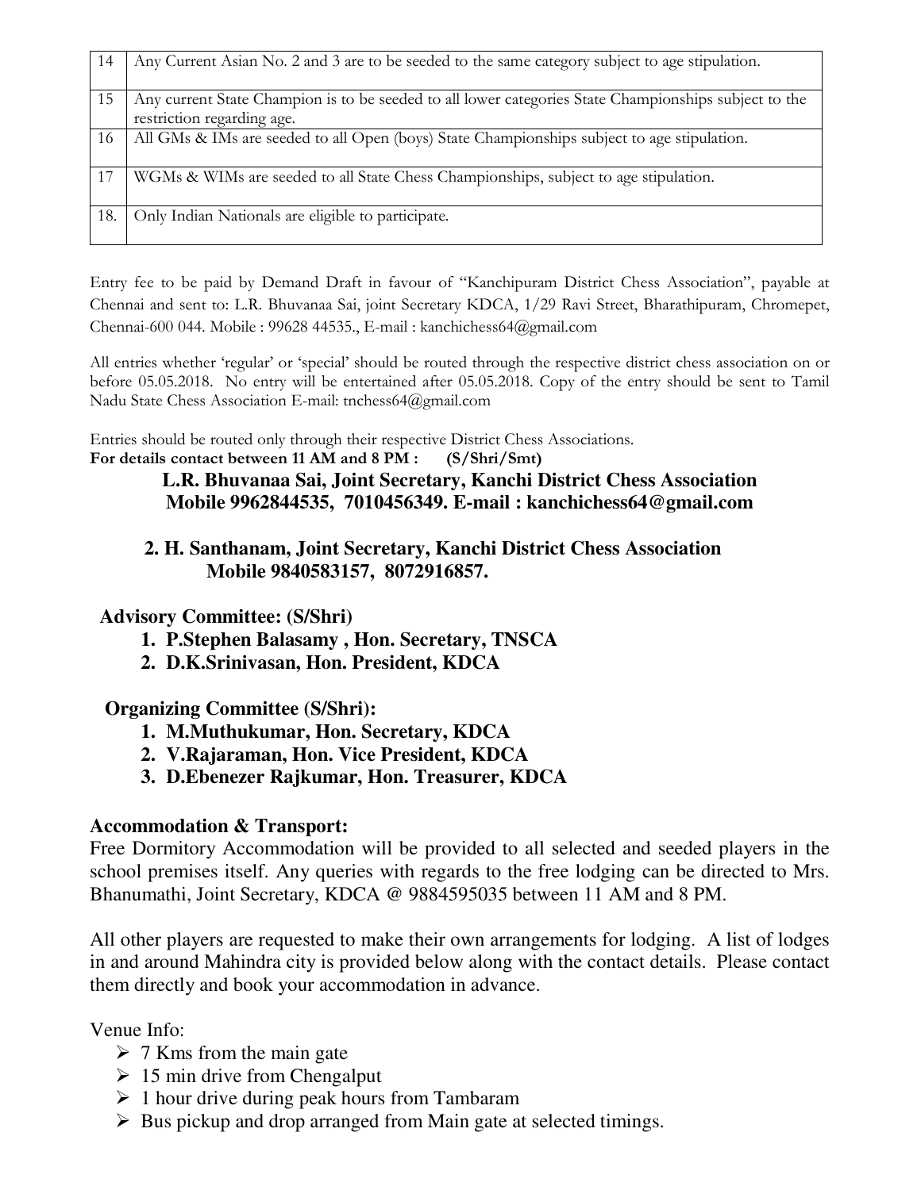| | |
|---|---|
| 14 | Any Current Asian No. 2 and 3 are to be seeded to the same category subject to age stipulation. |
| 15 | Any current State Champion is to be seeded to all lower categories State Championships subject to the restriction regarding age. |
| 16 | All GMs & IMs are seeded to all Open (boys) State Championships subject to age stipulation. |
| 17 | WGMs & WIMs are seeded to all State Chess Championships, subject to age stipulation. |
| 18. | Only Indian Nationals are eligible to participate. |

Entry fee to be paid by Demand Draft in favour of "Kanchipuram District Chess Association", payable at Chennai and sent to: L.R. Bhuvanaa Sai, joint Secretary KDCA, 1/29 Ravi Street, Bharathipuram, Chromepet, Chennai-600 044. Mobile : 99628 44535., E-mail : kanchichess64@gmail.com

All entries whether 'regular' or 'special' should be routed through the respective district chess association on or before 05.05.2018. No entry will be entertained after 05.05.2018. Copy of the entry should be sent to Tamil Nadu State Chess Association E-mail: tnchess64@gmail.com

Entries should be routed only through their respective District Chess Associations.

**For details contact between 11 AM and 8 PM : (S/Shri/Smt)**

**L.R. Bhuvanaa Sai, Joint Secretary, Kanchi District Chess Association**
**Mobile 9962844535, 7010456349. E-mail : kanchichess64@gmail.com**

**2. H. Santhanam, Joint Secretary, Kanchi District Chess Association**
**Mobile 9840583157, 8072916857.**

**Advisory Committee: (S/Shri)**

1. **P.Stephen Balasamy , Hon. Secretary, TNSCA**
2. **D.K.Srinivasan, Hon. President, KDCA**

**Organizing Committee (S/Shri):**

1. **M.Muthukumar, Hon. Secretary, KDCA**
2. **V.Rajaraman, Hon. Vice President, KDCA**
3. **D.Ebenezer Rajkumar, Hon. Treasurer, KDCA**

**Accommodation & Transport:**

Free Dormitory Accommodation will be provided to all selected and seeded players in the school premises itself. Any queries with regards to the free lodging can be directed to Mrs. Bhanumathi, Joint Secretary, KDCA @ 9884595035 between 11 AM and 8 PM.

All other players are requested to make their own arrangements for lodging. A list of lodges in and around Mahindra city is provided below along with the contact details. Please contact them directly and book your accommodation in advance.

Venue Info:

- 7 Kms from the main gate
- 15 min drive from Chengalput
- 1 hour drive during peak hours from Tambaram
- Bus pickup and drop arranged from Main gate at selected timings.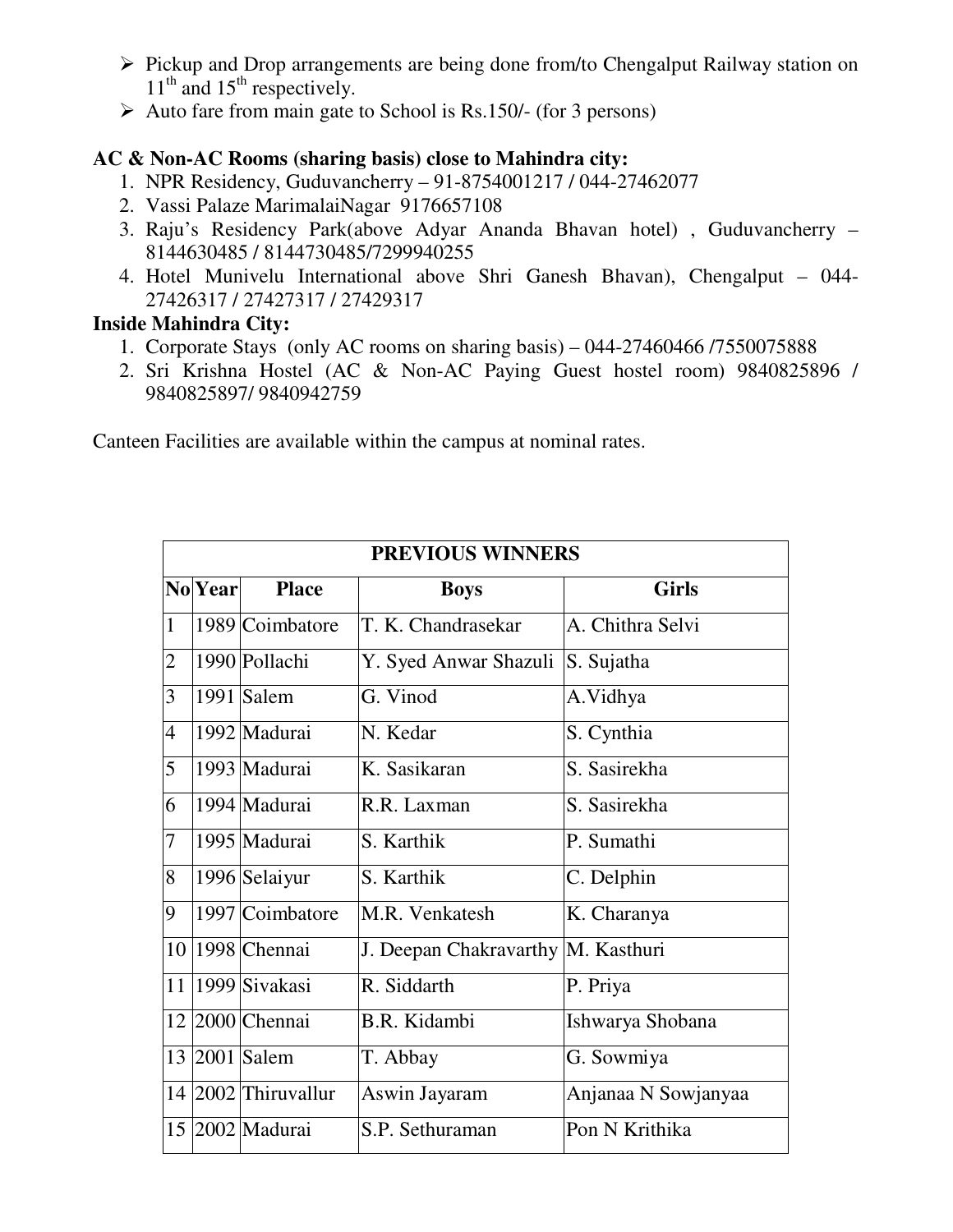- Pickup and Drop arrangements are being done from/to Chengalput Railway station on 11th and 15th respectively.
- Auto fare from main gate to School is Rs.150/- (for 3 persons)

**AC & Non-AC Rooms (sharing basis) close to Mahindra city:**

1. NPR Residency, Guduvancherry – 91-8754001217 / 044-27462077
2. Vassi Palaze MarimalaiNagar 9176657108
3. Raju's Residency Park(above Adyar Ananda Bhavan hotel) , Guduvancherry – 8144630485 / 8144730485/7299940255
4. Hotel Munivelu International above Shri Ganesh Bhavan), Chengalput – 044-27426317 / 27427317 / 27429317

**Inside Mahindra City:**

1. Corporate Stays (only AC rooms on sharing basis) – 044-27460466 /7550075888
2. Sri Krishna Hostel (AC & Non-AC Paying Guest hostel room) 9840825896 / 9840825897/ 9840942759

Canteen Facilities are available within the campus at nominal rates.

| PREVIOUS WINNERS | | | | |
|---|---|---|---|---|
| **No** | **Year** | **Place** | **Boys** | **Girls** |
| 1 | 1989 | Coimbatore | T. K. Chandrasekar | A. Chithra Selvi |
| 2 | 1990 | Pollachi | Y. Syed Anwar Shazuli | S. Sujatha |
| 3 | 1991 | Salem | G. Vinod | A.Vidhya |
| 4 | 1992 | Madurai | N. Kedar | S. Cynthia |
| 5 | 1993 | Madurai | K. Sasikaran | S. Sasirekha |
| 6 | 1994 | Madurai | R.R. Laxman | S. Sasirekha |
| 7 | 1995 | Madurai | S. Karthik | P. Sumathi |
| 8 | 1996 | Selaiyur | S. Karthik | C. Delphin |
| 9 | 1997 | Coimbatore | M.R. Venkatesh | K. Charanya |
| 10 | 1998 | Chennai | J. Deepan Chakravarthy | M. Kasthuri |
| 11 | 1999 | Sivakasi | R. Siddarth | P. Priya |
| 12 | 2000 | Chennai | B.R. Kidambi | Ishwarya Shobana |
| 13 | 2001 | Salem | T. Abbay | G. Sowmiya |
| 14 | 2002 | Thiruvallur | Aswin Jayaram | Anjanaa N Sowjanyaa |
| 15 | 2002 | Madurai | S.P. Sethuraman | Pon N Krithika |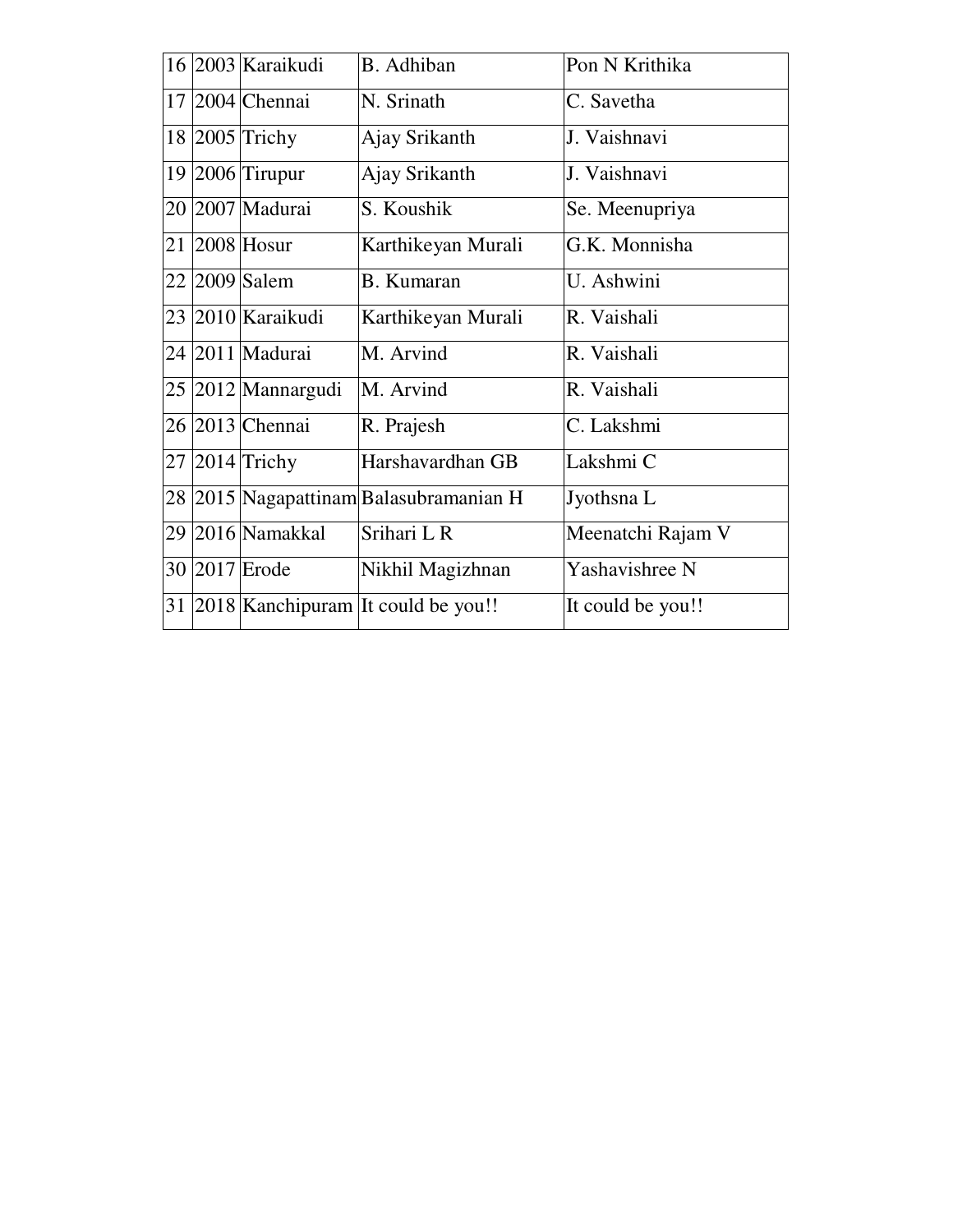| | | | | |
|---|---|---|---|---|
| 16 | 2003 | Karaikudi | B. Adhiban | Pon N Krithika |
| 17 | 2004 | Chennai | N. Srinath | C. Savetha |
| 18 | 2005 | Trichy | Ajay Srikanth | J. Vaishnavi |
| 19 | 2006 | Tirupur | Ajay Srikanth | J. Vaishnavi |
| 20 | 2007 | Madurai | S. Koushik | Se. Meenupriya |
| 21 | 2008 | Hosur | Karthikeyan Murali | G.K. Monnisha |
| 22 | 2009 | Salem | B. Kumaran | U. Ashwini |
| 23 | 2010 | Karaikudi | Karthikeyan Murali | R. Vaishali |
| 24 | 2011 | Madurai | M. Arvind | R. Vaishali |
| 25 | 2012 | Mannargudi | M. Arvind | R. Vaishali |
| 26 | 2013 | Chennai | R. Prajesh | C. Lakshmi |
| 27 | 2014 | Trichy | Harshavardhan GB | Lakshmi C |
| 28 | 2015 | Nagapattinam | Balasubramanian H | Jyothsna L |
| 29 | 2016 | Namakkal | Srihari L R | Meenatchi Rajam V |
| 30 | 2017 | Erode | Nikhil Magizhnan | Yashavishree N |
| 31 | 2018 | Kanchipuram | It could be you!! | It could be you!! |